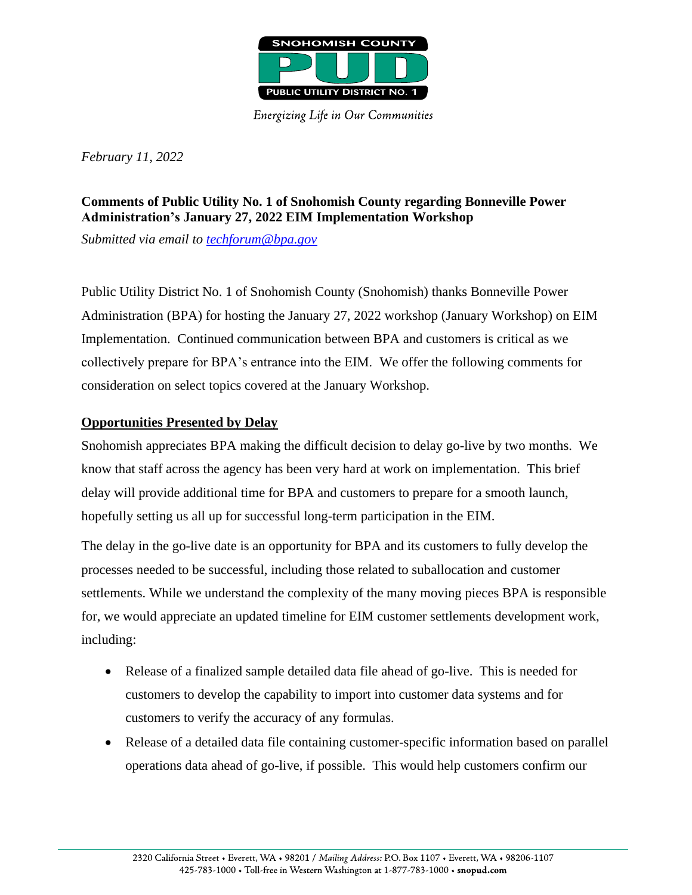SNOHOMISH COUNTY

PUD

PUBLIC UTILITY DISTRICT NO. 1

*Energizing Life in Our Communities*

*February 11, 2022*

**Comments of Public Utility No. 1 of Snohomish County regarding Bonneville Power Administration's January 27, 2022 EIM Implementation Workshop**

*Submitted via email to techforum@bpa.gov*

Public Utility District No. 1 of Snohomish County (Snohomish) thanks Bonneville Power Administration (BPA) for hosting the January 27, 2022 workshop (January Workshop) on EIM Implementation. Continued communication between BPA and customers is critical as we collectively prepare for BPA's entrance into the EIM. We offer the following comments for consideration on select topics covered at the January Workshop.

**Opportunities Presented by Delay**

Snohomish appreciates BPA making the difficult decision to delay go-live by two months. We know that staff across the agency has been very hard at work on implementation. This brief delay will provide additional time for BPA and customers to prepare for a smooth launch, hopefully setting us all up for successful long-term participation in the EIM.

The delay in the go-live date is an opportunity for BPA and its customers to fully develop the processes needed to be successful, including those related to suballocation and customer settlements. While we understand the complexity of the many moving pieces BPA is responsible for, we would appreciate an updated timeline for EIM customer settlements development work, including:

- Release of a finalized sample detailed data file ahead of go-live. This is needed for customers to develop the capability to import into customer data systems and for customers to verify the accuracy of any formulas.
- Release of a detailed data file containing customer-specific information based on parallel operations data ahead of go-live, if possible. This would help customers confirm our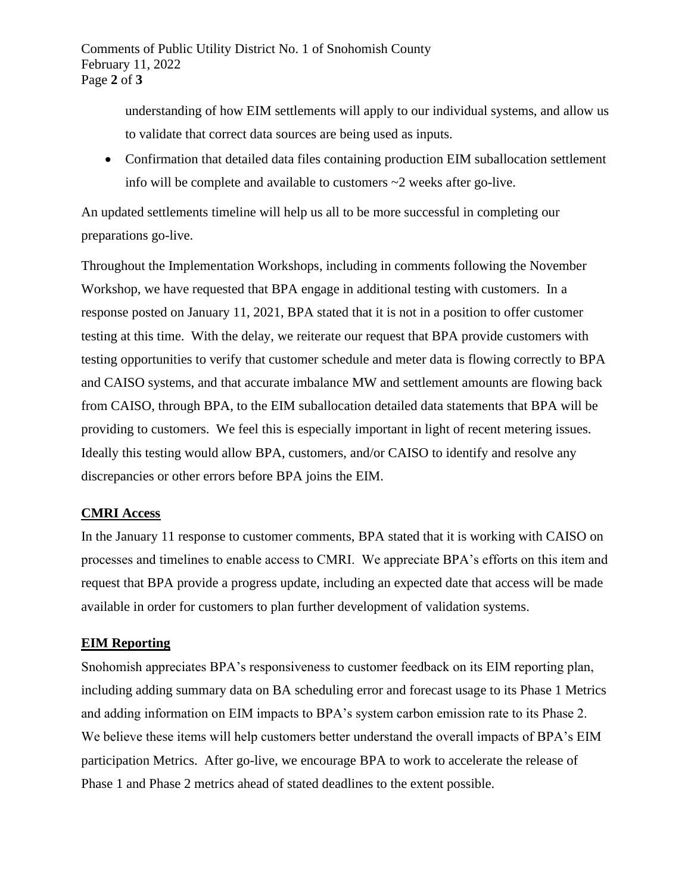understanding of how EIM settlements will apply to our individual systems, and allow us to validate that correct data sources are being used as inputs.

- Confirmation that detailed data files containing production EIM suballocation settlement info will be complete and available to customers ~2 weeks after go-live.

An updated settlements timeline will help us all to be more successful in completing our preparations go-live.

Throughout the Implementation Workshops, including in comments following the November Workshop, we have requested that BPA engage in additional testing with customers. In a response posted on January 11, 2021, BPA stated that it is not in a position to offer customer testing at this time. With the delay, we reiterate our request that BPA provide customers with testing opportunities to verify that customer schedule and meter data is flowing correctly to BPA and CAISO systems, and that accurate imbalance MW and settlement amounts are flowing back from CAISO, through BPA, to the EIM suballocation detailed data statements that BPA will be providing to customers. We feel this is especially important in light of recent metering issues. Ideally this testing would allow BPA, customers, and/or CAISO to identify and resolve any discrepancies or other errors before BPA joins the EIM.

## CMRI Access

In the January 11 response to customer comments, BPA stated that it is working with CAISO on processes and timelines to enable access to CMRI. We appreciate BPA's efforts on this item and request that BPA provide a progress update, including an expected date that access will be made available in order for customers to plan further development of validation systems.

## EIM Reporting

Snohomish appreciates BPA's responsiveness to customer feedback on its EIM reporting plan, including adding summary data on BA scheduling error and forecast usage to its Phase 1 Metrics and adding information on EIM impacts to BPA's system carbon emission rate to its Phase 2. We believe these items will help customers better understand the overall impacts of BPA's EIM participation Metrics. After go-live, we encourage BPA to work to accelerate the release of Phase 1 and Phase 2 metrics ahead of stated deadlines to the extent possible.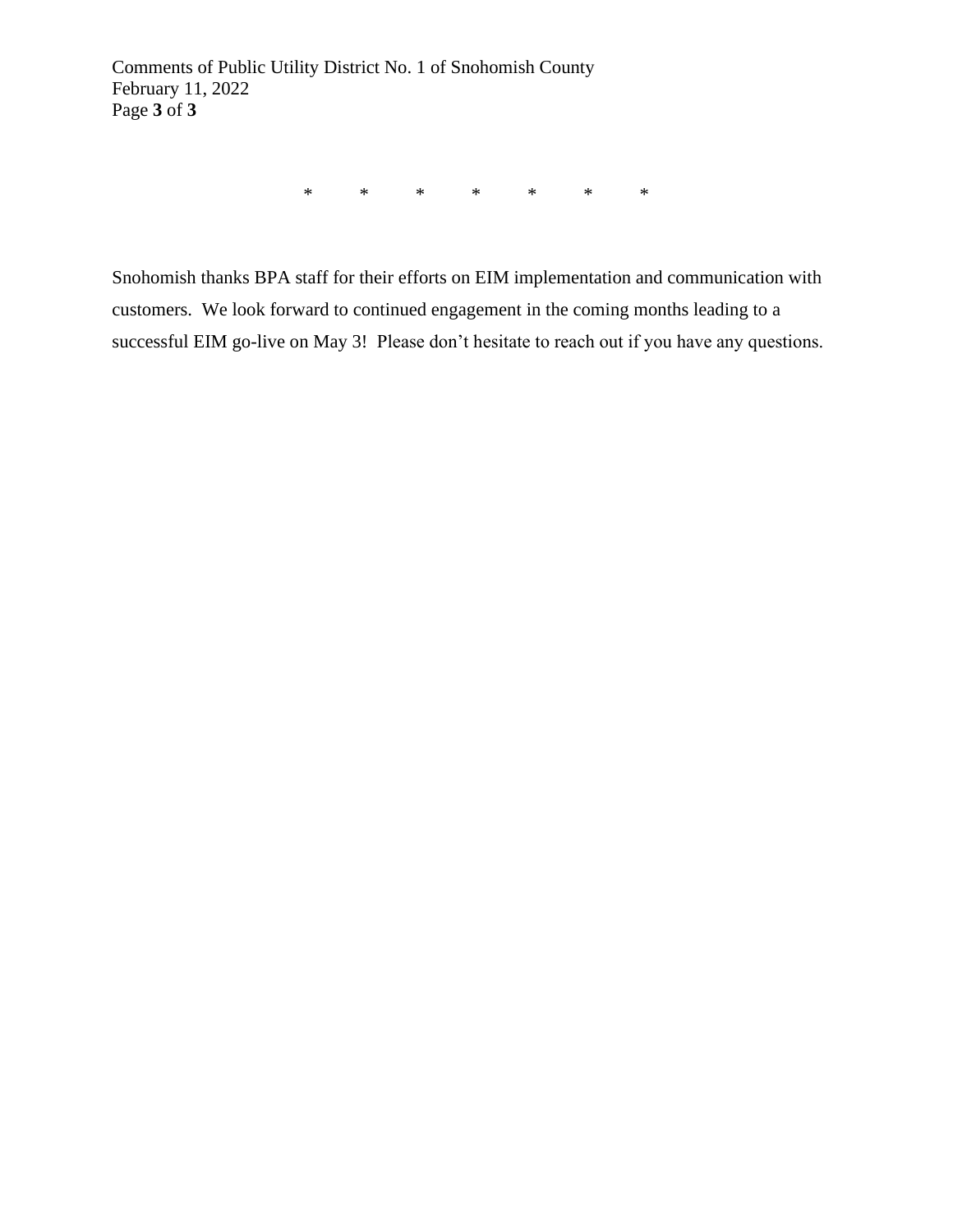\*  \*  \*  \*  \*  \*  \*

Snohomish thanks BPA staff for their efforts on EIM implementation and communication with customers.  We look forward to continued engagement in the coming months leading to a successful EIM go-live on May 3!  Please don't hesitate to reach out if you have any questions.